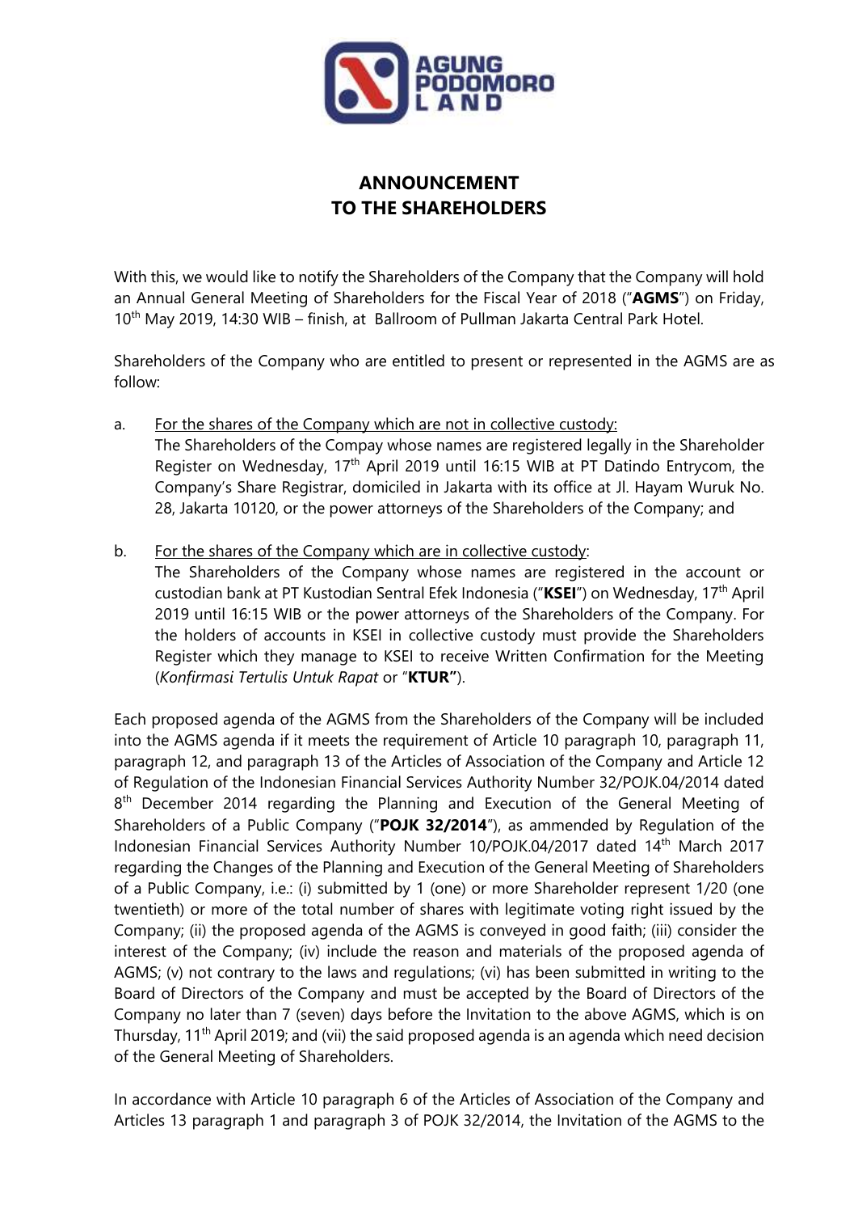# ANNOUNCEMENT TO THE SHAREHOLDERS

With this, we would like to notify the Shareholders of the Company that the Company will hold an Annual General Meeting of Shareholders for the Fiscal Year of 2018 ("**AGMS**") on Friday, 10th May 2019, 14:30 WIB – finish, at Ballroom of Pullman Jakarta Central Park Hotel.

Shareholders of the Company who are entitled to present or represented in the AGMS are as follow:

a. For the shares of the Company which are not in collective custody:
   The Shareholders of the Compay whose names are registered legally in the Shareholder Register on Wednesday, 17th April 2019 until 16:15 WIB at PT Datindo Entrycom, the Company's Share Registrar, domiciled in Jakarta with its office at Jl. Hayam Wuruk No. 28, Jakarta 10120, or the power attorneys of the Shareholders of the Company; and

b. For the shares of the Company which are in collective custody:
   The Shareholders of the Company whose names are registered in the account or custodian bank at PT Kustodian Sentral Efek Indonesia ("**KSEI**") on Wednesday, 17th April 2019 until 16:15 WIB or the power attorneys of the Shareholders of the Company. For the holders of accounts in KSEI in collective custody must provide the Shareholders Register which they manage to KSEI to receive Written Confirmation for the Meeting (*Konfirmasi Tertulis Untuk Rapat* or "**KTUR"**).

Each proposed agenda of the AGMS from the Shareholders of the Company will be included into the AGMS agenda if it meets the requirement of Article 10 paragraph 10, paragraph 11, paragraph 12, and paragraph 13 of the Articles of Association of the Company and Article 12 of Regulation of the Indonesian Financial Services Authority Number 32/POJK.04/2014 dated 8th December 2014 regarding the Planning and Execution of the General Meeting of Shareholders of a Public Company ("**POJK 32/2014**"), as ammended by Regulation of the Indonesian Financial Services Authority Number 10/POJK.04/2017 dated 14th March 2017 regarding the Changes of the Planning and Execution of the General Meeting of Shareholders of a Public Company, i.e.: (i) submitted by 1 (one) or more Shareholder represent 1/20 (one twentieth) or more of the total number of shares with legitimate voting right issued by the Company; (ii) the proposed agenda of the AGMS is conveyed in good faith; (iii) consider the interest of the Company; (iv) include the reason and materials of the proposed agenda of AGMS; (v) not contrary to the laws and regulations; (vi) has been submitted in writing to the Board of Directors of the Company and must be accepted by the Board of Directors of the Company no later than 7 (seven) days before the Invitation to the above AGMS, which is on Thursday, 11th April 2019; and (vii) the said proposed agenda is an agenda which need decision of the General Meeting of Shareholders.

In accordance with Article 10 paragraph 6 of the Articles of Association of the Company and Articles 13 paragraph 1 and paragraph 3 of POJK 32/2014, the Invitation of the AGMS to the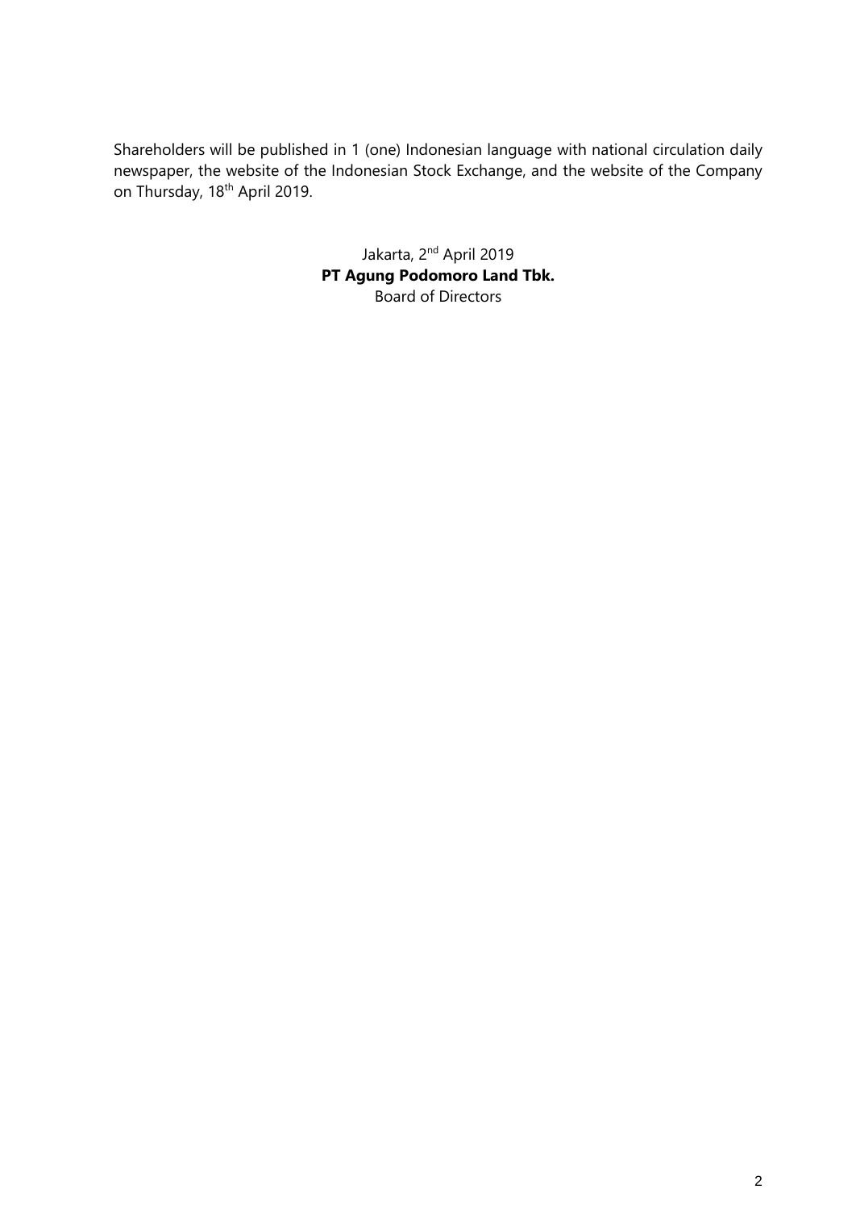Shareholders will be published in 1 (one) Indonesian language with national circulation daily newspaper, the website of the Indonesian Stock Exchange, and the website of the Company on Thursday, 18th April 2019.

Jakarta, 2nd April 2019
**PT Agung Podomoro Land Tbk.**
Board of Directors